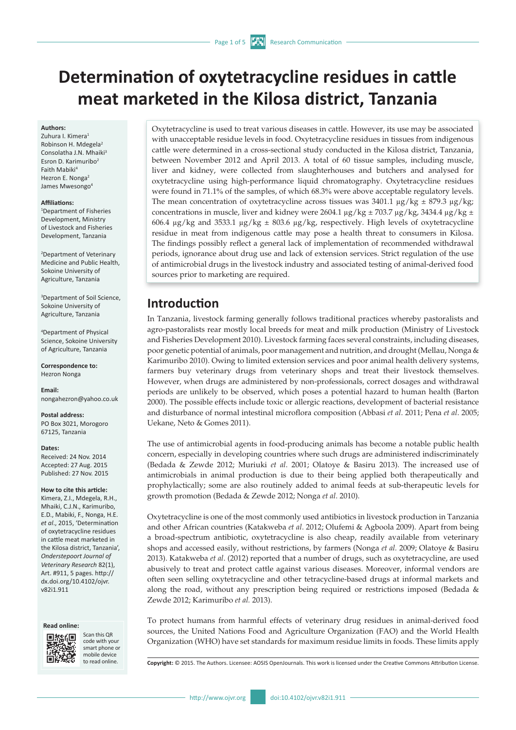# Determination of oxytetracycline residues in cattle meat marketed in the Kilosa district, Tanzania

**Authors:**
Zuhura I. Kimera[1]
Robinson H. Mdegela[2]
Consolatha J.N. Mhaiki[3]
Esron D. Karimuribo[2]
Faith Mabiki[4]
Hezron E. Nonga[2]
James Mwesongo[4]

**Affiliations:**
[1]Department of Fisheries Development, Ministry of Livestock and Fisheries Development, Tanzania

[2]Department of Veterinary Medicine and Public Health, Sokoine University of Agriculture, Tanzania

[3]Department of Soil Science, Sokoine University of Agriculture, Tanzania

[4]Department of Physical Science, Sokoine University of Agriculture, Tanzania

**Correspondence to:**
Hezron Nonga

**Email:**
nongahezron@yahoo.co.uk

**Postal address:**
PO Box 3021, Morogoro 67125, Tanzania

**Dates:**
Received: 24 Nov. 2014
Accepted: 27 Aug. 2015
Published: 27 Nov. 2015

**How to cite this article:**
Kimera, Z.I., Mdegela, R.H., Mhaiki, C.J.N., Karimuribo, E.D., Mabiki, F., Nonga, H.E. *et al*., 2015, 'Determination of oxytetracycline residues in cattle meat marketed in the Kilosa district, Tanzania', *Onderstepoort Journal of Veterinary Research* 82(1), Art. #911, 5 pages. http://dx.doi.org/10.4102/ojvr.v82i1.911

**Read online:**
Scan this QR code with your smart phone or mobile device to read online.

Oxytetracycline is used to treat various diseases in cattle. However, its use may be associated with unacceptable residue levels in food. Oxytetracycline residues in tissues from indigenous cattle were determined in a cross-sectional study conducted in the Kilosa district, Tanzania, between November 2012 and April 2013. A total of 60 tissue samples, including muscle, liver and kidney, were collected from slaughterhouses and butchers and analysed for oxytetracycline using high-performance liquid chromatography. Oxytetracycline residues were found in 71.1% of the samples, of which 68.3% were above acceptable regulatory levels. The mean concentration of oxytetracycline across tissues was 3401.1 μg/kg ± 879.3 μg/kg; concentrations in muscle, liver and kidney were 2604.1 μg/kg ± 703.7 μg/kg, 3434.4 μg/kg ± 606.4 μg/kg and 3533.1 μg/kg ± 803.6 μg/kg, respectively. High levels of oxytetracycline residue in meat from indigenous cattle may pose a health threat to consumers in Kilosa. The findings possibly reflect a general lack of implementation of recommended withdrawal periods, ignorance about drug use and lack of extension services. Strict regulation of the use of antimicrobial drugs in the livestock industry and associated testing of animal-derived food sources prior to marketing are required.

## Introduction

In Tanzania, livestock farming generally follows traditional practices whereby pastoralists and agro-pastoralists rear mostly local breeds for meat and milk production (Ministry of Livestock and Fisheries Development 2010). Livestock farming faces several constraints, including diseases, poor genetic potential of animals, poor management and nutrition, and drought (Mellau, Nonga & Karimuribo 2010). Owing to limited extension services and poor animal health delivery systems, farmers buy veterinary drugs from veterinary shops and treat their livestock themselves. However, when drugs are administered by non-professionals, correct dosages and withdrawal periods are unlikely to be observed, which poses a potential hazard to human health (Barton 2000). The possible effects include toxic or allergic reactions, development of bacterial resistance and disturbance of normal intestinal microflora composition (Abbasi *et al*. 2011; Pena *et al*. 2005; Uekane, Neto & Gomes 2011).

The use of antimicrobial agents in food-producing animals has become a notable public health concern, especially in developing countries where such drugs are administered indiscriminately (Bedada & Zewde 2012; Muriuki *et al*. 2001; Olatoye & Basiru 2013). The increased use of antimicrobials in animal production is due to their being applied both therapeutically and prophylactically; some are also routinely added to animal feeds at sub-therapeutic levels for growth promotion (Bedada & Zewde 2012; Nonga *et al*. 2010).

Oxytetracycline is one of the most commonly used antibiotics in livestock production in Tanzania and other African countries (Katakweba *et al*. 2012; Olufemi & Agboola 2009). Apart from being a broad-spectrum antibiotic, oxytetracycline is also cheap, readily available from veterinary shops and accessed easily, without restrictions, by farmers (Nonga *et al.* 2009; Olatoye & Basiru 2013). Katakweba *et al*. (2012) reported that a number of drugs, such as oxytetracycline, are used abusively to treat and protect cattle against various diseases. Moreover, informal vendors are often seen selling oxytetracycline and other tetracycline-based drugs at informal markets and along the road, without any prescription being required or restrictions imposed (Bedada & Zewde 2012; Karimuribo *et al.* 2013).

To protect humans from harmful effects of veterinary drug residues in animal-derived food sources, the United Nations Food and Agriculture Organization (FAO) and the World Health Organization (WHO) have set standards for maximum residue limits in foods. These limits apply

**Copyright:** © 2015. The Authors. Licensee: AOSIS OpenJournals. This work is licensed under the Creative Commons Attribution License.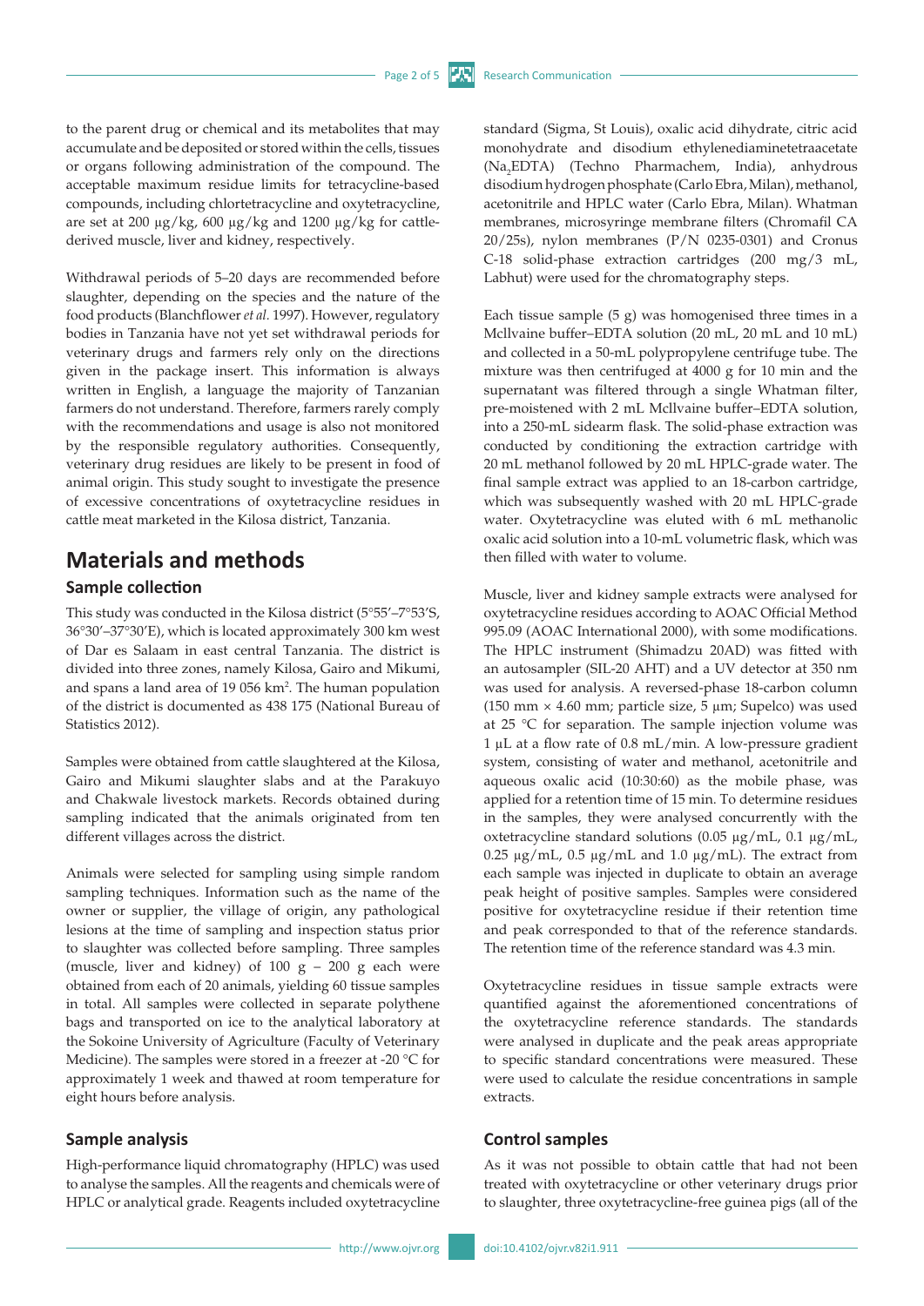to the parent drug or chemical and its metabolites that may accumulate and be deposited or stored within the cells, tissues or organs following administration of the compound. The acceptable maximum residue limits for tetracycline-based compounds, including chlortetracycline and oxytetracycline, are set at 200 μg/kg, 600 μg/kg and 1200 μg/kg for cattle-derived muscle, liver and kidney, respectively.

Withdrawal periods of 5–20 days are recommended before slaughter, depending on the species and the nature of the food products (Blanchflower *et al.* 1997). However, regulatory bodies in Tanzania have not yet set withdrawal periods for veterinary drugs and farmers rely only on the directions given in the package insert. This information is always written in English, a language the majority of Tanzanian farmers do not understand. Therefore, farmers rarely comply with the recommendations and usage is also not monitored by the responsible regulatory authorities. Consequently, veterinary drug residues are likely to be present in food of animal origin. This study sought to investigate the presence of excessive concentrations of oxytetracycline residues in cattle meat marketed in the Kilosa district, Tanzania.

# Materials and methods

## Sample collection

This study was conducted in the Kilosa district (5°55'–7°53'S, 36°30'–37°30'E), which is located approximately 300 km west of Dar es Salaam in east central Tanzania. The district is divided into three zones, namely Kilosa, Gairo and Mikumi, and spans a land area of 19 056 km$^2$. The human population of the district is documented as 438 175 (National Bureau of Statistics 2012).

Samples were obtained from cattle slaughtered at the Kilosa, Gairo and Mikumi slaughter slabs and at the Parakuyo and Chakwale livestock markets. Records obtained during sampling indicated that the animals originated from ten different villages across the district.

Animals were selected for sampling using simple random sampling techniques. Information such as the name of the owner or supplier, the village of origin, any pathological lesions at the time of sampling and inspection status prior to slaughter was collected before sampling. Three samples (muscle, liver and kidney) of 100 g – 200 g each were obtained from each of 20 animals, yielding 60 tissue samples in total. All samples were collected in separate polythene bags and transported on ice to the analytical laboratory at the Sokoine University of Agriculture (Faculty of Veterinary Medicine). The samples were stored in a freezer at -20 °C for approximately 1 week and thawed at room temperature for eight hours before analysis.

## Sample analysis

High-performance liquid chromatography (HPLC) was used to analyse the samples. All the reagents and chemicals were of HPLC or analytical grade. Reagents included oxytetracycline standard (Sigma, St Louis), oxalic acid dihydrate, citric acid monohydrate and disodium ethylenediaminetetraacetate ($Na_2EDTA$) (Techno Pharmachem, India), anhydrous disodium hydrogen phosphate (Carlo Ebra, Milan), methanol, acetonitrile and HPLC water (Carlo Ebra, Milan). Whatman membranes, microsyringe membrane filters (Chromafil CA 20/25s), nylon membranes (P/N 0235-0301) and Cronus C-18 solid-phase extraction cartridges (200 mg/3 mL, Labhut) were used for the chromatography steps.

Each tissue sample (5 g) was homogenised three times in a McIlvaine buffer–EDTA solution (20 mL, 20 mL and 10 mL) and collected in a 50-mL polypropylene centrifuge tube. The mixture was then centrifuged at 4000 g for 10 min and the supernatant was filtered through a single Whatman filter, pre-moistened with 2 mL McIlvaine buffer–EDTA solution, into a 250-mL sidearm flask. The solid-phase extraction was conducted by conditioning the extraction cartridge with 20 mL methanol followed by 20 mL HPLC-grade water. The final sample extract was applied to an 18-carbon cartridge, which was subsequently washed with 20 mL HPLC-grade water. Oxytetracycline was eluted with 6 mL methanolic oxalic acid solution into a 10-mL volumetric flask, which was then filled with water to volume.

Muscle, liver and kidney sample extracts were analysed for oxytetracycline residues according to AOAC Official Method 995.09 (AOAC International 2000), with some modifications. The HPLC instrument (Shimadzu 20AD) was fitted with an autosampler (SIL-20 AHT) and a UV detector at 350 nm was used for analysis. A reversed-phase 18-carbon column (150 mm × 4.60 mm; particle size, 5 μm; Supelco) was used at 25 °C for separation. The sample injection volume was 1 μL at a flow rate of 0.8 mL/min. A low-pressure gradient system, consisting of water and methanol, acetonitrile and aqueous oxalic acid (10:30:60) as the mobile phase, was applied for a retention time of 15 min. To determine residues in the samples, they were analysed concurrently with the oxtetracycline standard solutions (0.05 μg/mL, 0.1 μg/mL, 0.25 μg/mL, 0.5 μg/mL and 1.0 μg/mL). The extract from each sample was injected in duplicate to obtain an average peak height of positive samples. Samples were considered positive for oxytetracycline residue if their retention time and peak corresponded to that of the reference standards. The retention time of the reference standard was 4.3 min.

Oxytetracycline residues in tissue sample extracts were quantified against the aforementioned concentrations of the oxytetracycline reference standards. The standards were analysed in duplicate and the peak areas appropriate to specific standard concentrations were measured. These were used to calculate the residue concentrations in sample extracts.

## Control samples

As it was not possible to obtain cattle that had not been treated with oxytetracycline or other veterinary drugs prior to slaughter, three oxytetracycline-free guinea pigs (all of the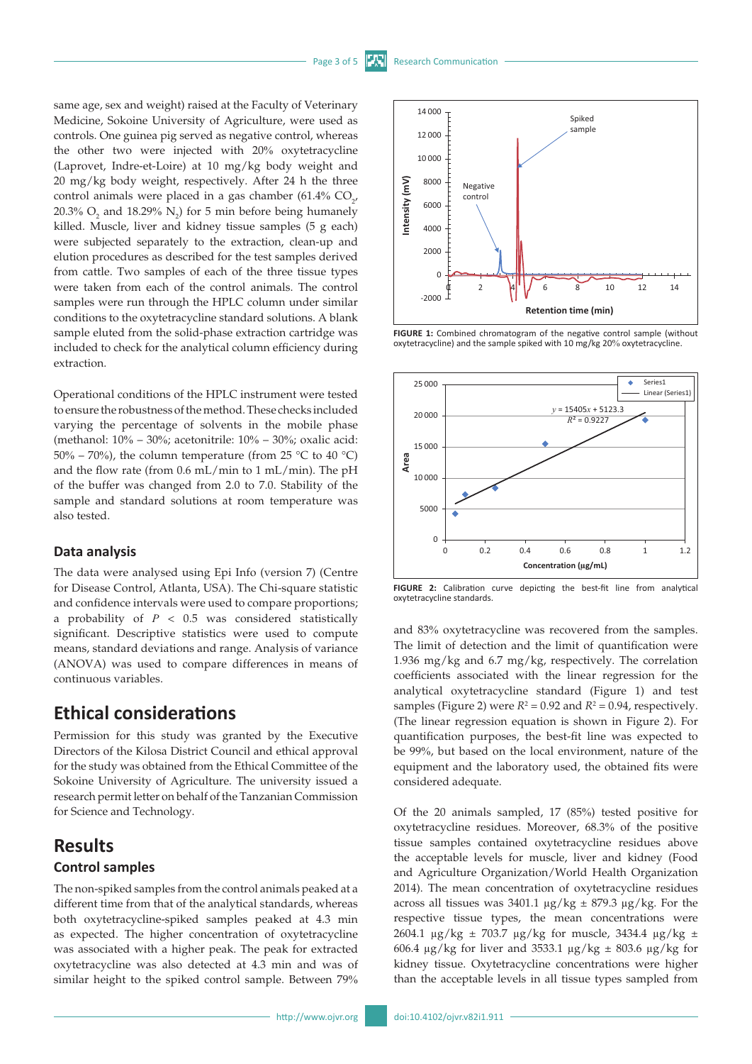same age, sex and weight) raised at the Faculty of Veterinary Medicine, Sokoine University of Agriculture, were used as controls. One guinea pig served as negative control, whereas the other two were injected with 20% oxytetracycline (Laprovet, Indre-et-Loire) at 10 mg/kg body weight and 20 mg/kg body weight, respectively. After 24 h the three control animals were placed in a gas chamber (61.4% $CO_2$, 20.3% $O_2$ and 18.29% $N_2$) for 5 min before being humanely killed. Muscle, liver and kidney tissue samples (5 g each) were subjected separately to the extraction, clean-up and elution procedures as described for the test samples derived from cattle. Two samples of each of the three tissue types were taken from each of the control animals. The control samples were run through the HPLC column under similar conditions to the oxytetracycline standard solutions. A blank sample eluted from the solid-phase extraction cartridge was included to check for the analytical column efficiency during extraction.

Operational conditions of the HPLC instrument were tested to ensure the robustness of the method. These checks included varying the percentage of solvents in the mobile phase (methanol: 10% – 30%; acetonitrile: 10% – 30%; oxalic acid: 50% – 70%), the column temperature (from 25 °C to 40 °C) and the flow rate (from 0.6 mL/min to 1 mL/min). The pH of the buffer was changed from 2.0 to 7.0. Stability of the sample and standard solutions at room temperature was also tested.

### Data analysis

The data were analysed using Epi Info (version 7) (Centre for Disease Control, Atlanta, USA). The Chi-square statistic and confidence intervals were used to compare proportions; a probability of $P < 0.5$ was considered statistically significant. Descriptive statistics were used to compute means, standard deviations and range. Analysis of variance (ANOVA) was used to compare differences in means of continuous variables.

## Ethical considerations

Permission for this study was granted by the Executive Directors of the Kilosa District Council and ethical approval for the study was obtained from the Ethical Committee of the Sokoine University of Agriculture. The university issued a research permit letter on behalf of the Tanzanian Commission for Science and Technology.

## Results

### Control samples

The non-spiked samples from the control animals peaked at a different time from that of the analytical standards, whereas both oxytetracycline-spiked samples peaked at 4.3 min as expected. The higher concentration of oxytetracycline was associated with a higher peak. The peak for extracted oxytetracycline was also detected at 4.3 min and was of similar height to the spiked control sample. Between 79% and 83% oxytetracycline was recovered from the samples. The limit of detection and the limit of quantification were 1.936 mg/kg and 6.7 mg/kg, respectively. The correlation coefficients associated with the linear regression for the analytical oxytetracycline standard (Figure 1) and test samples (Figure 2) were $R^2 = 0.92$ and $R^2 = 0.94$, respectively. (The linear regression equation is shown in Figure 2). For quantification purposes, the best-fit line was expected to be 99%, but based on the local environment, nature of the equipment and the laboratory used, the obtained fits were considered adequate.

FIGURE 1: Combined chromatogram of the negative control sample (without oxytetracycline) and the sample spiked with 10 mg/kg 20% oxytetracycline.

FIGURE 2: Calibration curve depicting the best-fit line from analytical oxytetracycline standards.

Of the 20 animals sampled, 17 (85%) tested positive for oxytetracycline residues. Moreover, 68.3% of the positive tissue samples contained oxytetracycline residues above the acceptable levels for muscle, liver and kidney (Food and Agriculture Organization/World Health Organization 2014). The mean concentration of oxytetracycline residues across all tissues was 3401.1 µg/kg ± 879.3 µg/kg. For the respective tissue types, the mean concentrations were 2604.1 µg/kg ± 703.7 µg/kg for muscle, 3434.4 µg/kg ± 606.4 µg/kg for liver and 3533.1 µg/kg ± 803.6 µg/kg for kidney tissue. Oxytetracycline concentrations were higher than the acceptable levels in all tissue types sampled from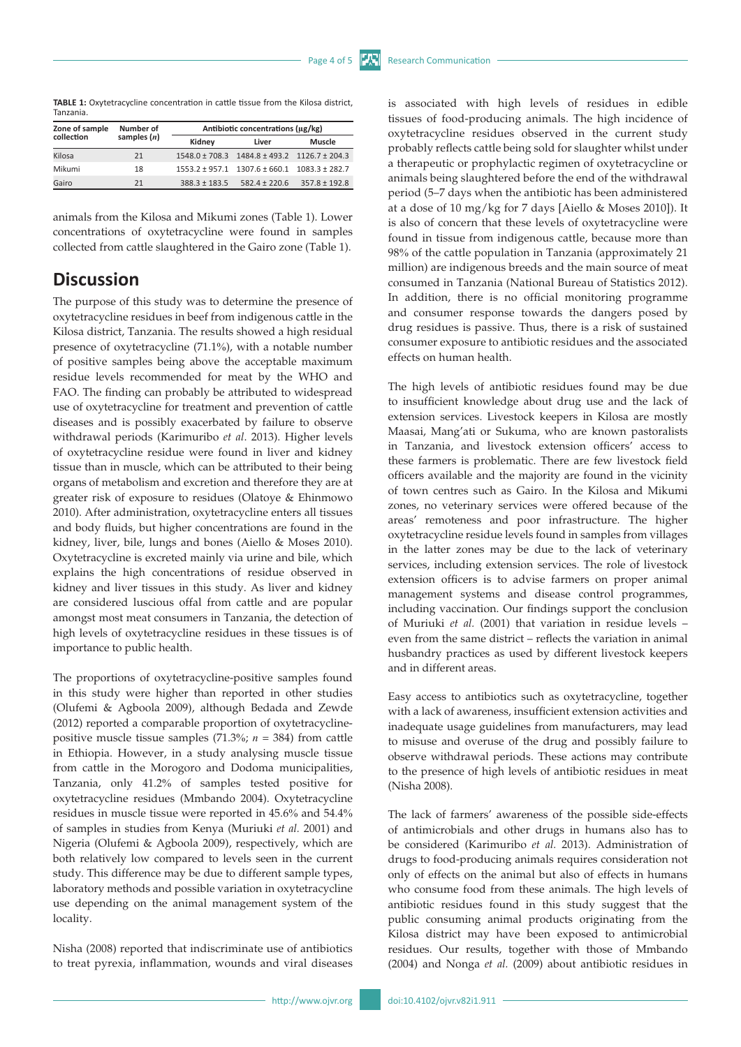**TABLE 1:** Oxytetracycline concentration in cattle tissue from the Kilosa district, Tanzania.

| Zone of sample collection | Number of samples ($n$) | Antibiotic concentrations (µg/kg) | | |
|---|---|---|---|---|
| | | Kidney | Liver | Muscle |
| Kilosa | 21 | 1548.0 ± 708.3 | 1484.8 ± 493.2 | 1126.7 ± 204.3 |
| Mikumi | 18 | 1553.2 ± 957.1 | 1307.6 ± 660.1 | 1083.3 ± 282.7 |
| Gairo | 21 | 388.3 ± 183.5 | 582.4 ± 220.6 | 357.8 ± 192.8 |

animals from the Kilosa and Mikumi zones (Table 1). Lower concentrations of oxytetracycline were found in samples collected from cattle slaughtered in the Gairo zone (Table 1).

## Discussion

The purpose of this study was to determine the presence of oxytetracycline residues in beef from indigenous cattle in the Kilosa district, Tanzania. The results showed a high residual presence of oxytetracycline (71.1%), with a notable number of positive samples being above the acceptable maximum residue levels recommended for meat by the WHO and FAO. The finding can probably be attributed to widespread use of oxytetracycline for treatment and prevention of cattle diseases and is possibly exacerbated by failure to observe withdrawal periods (Karimuribo *et al.* 2013). Higher levels of oxytetracycline residue were found in liver and kidney tissue than in muscle, which can be attributed to their being organs of metabolism and excretion and therefore they are at greater risk of exposure to residues (Olatoye & Ehinmowo 2010). After administration, oxytetracycline enters all tissues and body fluids, but higher concentrations are found in the kidney, liver, bile, lungs and bones (Aiello & Moses 2010). Oxytetracycline is excreted mainly via urine and bile, which explains the high concentrations of residue observed in kidney and liver tissues in this study. As liver and kidney are considered luscious offal from cattle and are popular amongst most meat consumers in Tanzania, the detection of high levels of oxytetracycline residues in these tissues is of importance to public health.

The proportions of oxytetracycline-positive samples found in this study were higher than reported in other studies (Olufemi & Agboola 2009), although Bedada and Zewde (2012) reported a comparable proportion of oxytetracycline-positive muscle tissue samples (71.3%; $n$ = 384) from cattle in Ethiopia. However, in a study analysing muscle tissue from cattle in the Morogoro and Dodoma municipalities, Tanzania, only 41.2% of samples tested positive for oxytetracycline residues (Mmbando 2004). Oxytetracycline residues in muscle tissue were reported in 45.6% and 54.4% of samples in studies from Kenya (Muriuki *et al.* 2001) and Nigeria (Olufemi & Agboola 2009), respectively, which are both relatively low compared to levels seen in the current study. This difference may be due to different sample types, laboratory methods and possible variation in oxytetracycline use depending on the animal management system of the locality.

Nisha (2008) reported that indiscriminate use of antibiotics to treat pyrexia, inflammation, wounds and viral diseases is associated with high levels of residues in edible tissues of food-producing animals. The high incidence of oxytetracycline residues observed in the current study probably reflects cattle being sold for slaughter whilst under a therapeutic or prophylactic regimen of oxytetracycline or animals being slaughtered before the end of the withdrawal period (5–7 days when the antibiotic has been administered at a dose of 10 mg/kg for 7 days [Aiello & Moses 2010]). It is also of concern that these levels of oxytetracycline were found in tissue from indigenous cattle, because more than 98% of the cattle population in Tanzania (approximately 21 million) are indigenous breeds and the main source of meat consumed in Tanzania (National Bureau of Statistics 2012). In addition, there is no official monitoring programme and consumer response towards the dangers posed by drug residues is passive. Thus, there is a risk of sustained consumer exposure to antibiotic residues and the associated effects on human health.

The high levels of antibiotic residues found may be due to insufficient knowledge about drug use and the lack of extension services. Livestock keepers in Kilosa are mostly Maasai, Mang'ati or Sukuma, who are known pastoralists in Tanzania, and livestock extension officers' access to these farmers is problematic. There are few livestock field officers available and the majority are found in the vicinity of town centres such as Gairo. In the Kilosa and Mikumi zones, no veterinary services were offered because of the areas' remoteness and poor infrastructure. The higher oxytetracycline residue levels found in samples from villages in the latter zones may be due to the lack of veterinary services, including extension services. The role of livestock extension officers is to advise farmers on proper animal management systems and disease control programmes, including vaccination. Our findings support the conclusion of Muriuki *et al.* (2001) that variation in residue levels – even from the same district – reflects the variation in animal husbandry practices as used by different livestock keepers and in different areas.

Easy access to antibiotics such as oxytetracycline, together with a lack of awareness, insufficient extension activities and inadequate usage guidelines from manufacturers, may lead to misuse and overuse of the drug and possibly failure to observe withdrawal periods. These actions may contribute to the presence of high levels of antibiotic residues in meat (Nisha 2008).

The lack of farmers' awareness of the possible side-effects of antimicrobials and other drugs in humans also has to be considered (Karimuribo *et al.* 2013). Administration of drugs to food-producing animals requires consideration not only of effects on the animal but also of effects in humans who consume food from these animals. The high levels of antibiotic residues found in this study suggest that the public consuming animal products originating from the Kilosa district may have been exposed to antimicrobial residues. Our results, together with those of Mmbando (2004) and Nonga *et al.* (2009) about antibiotic residues in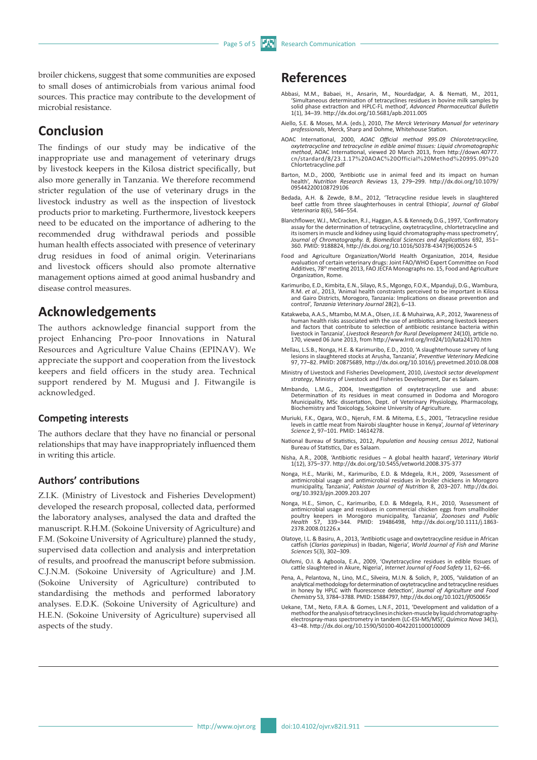broiler chickens, suggest that some communities are exposed to small doses of antimicrobials from various animal food sources. This practice may contribute to the development of microbial resistance.

## Conclusion

The findings of our study may be indicative of the inappropriate use and management of veterinary drugs by livestock keepers in the Kilosa district specifically, but also more generally in Tanzania. We therefore recommend stricter regulation of the use of veterinary drugs in the livestock industry as well as the inspection of livestock products prior to marketing. Furthermore, livestock keepers need to be educated on the importance of adhering to the recommended drug withdrawal periods and possible human health effects associated with presence of veterinary drug residues in food of animal origin. Veterinarians and livestock officers should also promote alternative management options aimed at good animal husbandry and disease control measures.

## Acknowledgements

The authors acknowledge financial support from the project Enhancing Pro-poor Innovations in Natural Resources and Agriculture Value Chains (EPINAV). We appreciate the support and cooperation from the livestock keepers and field officers in the study area. Technical support rendered by M. Mugusi and J. Fitwangile is acknowledged.

### Competing interests

The authors declare that they have no financial or personal relationships that may have inappropriately influenced them in writing this article.

### Authors' contributions

Z.I.K. (Ministry of Livestock and Fisheries Development) developed the research proposal, collected data, performed the laboratory analyses, analysed the data and drafted the manuscript. R.H.M. (Sokoine University of Agriculture) and F.M. (Sokoine University of Agriculture) planned the study, supervised data collection and analysis and interpretation of results, and proofread the manuscript before submission. C.J.N.M. (Sokoine University of Agriculture) and J.M. (Sokoine University of Agriculture) contributed to standardising the methods and performed laboratory analyses. E.D.K. (Sokoine University of Agriculture) and H.E.N. (Sokoine University of Agriculture) supervised all aspects of the study.

## References

Abbasi, M.M., Babaei, H., Ansarin, M., Nourdadgar, A. & Nemati, M., 2011, 'Simultaneous determination of tetracyclines residues in bovine milk samples by solid phase extraction and HPLC-FL method', *Advanced Pharmaceutical Bulletin* 1(1), 34–39. http://dx.doi.org/10.5681/apb.2011.005

Aiello, S.E. & Moses, M.A. (eds.), 2010, *The Merck Veterinary Manual for veterinary professionals*, Merck, Sharp and Dohme, Whitehouse Station.

AOAC International, 2000, *AOAC Official method 995.09 Chlorotetracycline, oxytetracycline and tetracycline in edible animal tissues: Liquid chromatographic method*, AOAC International, viewed 20 March 2013, from http://down.40777.cn/stardard/8/23.1.17%20AOAC%20Official%20Method%20995.09%20Chlortetracycline.pdf

Barton, M.D., 2000, 'Antibiotic use in animal feed and its impact on human health', *Nutrition Research Reviews* 13, 279–299. http://dx.doi.org/10.1079/095442200108729106

Bedada, A.H. & Zewde, B.M., 2012, 'Tetracycline residue levels in slaughtered beef cattle from three slaughterhouses in central Ethiopia', *Journal of Global Veterinaria* 8(6), 546–554.

Blanchflower, W.J., McCracken, R.J., Haggan, A.S. & Kennedy, D.G., 1997, 'Confirmatory assay for the determination of tetracycline, oxytetracycline, chlortetracycline and its isomers in muscle and kidney using liquid chromatography-mass spectrometry', *Journal of Chromatography. B, Biomedical Sciences and Applications* 692, 351–360. PMID: 9188824, http://dx.doi.org/10.1016/S0378-4347(96)00524-5

Food and Agriculture Organization/World Health Organization, 2014, Residue evaluation of certain veterinary drugs: Joint FAO/WHO Expert Committee on Food Additives, 78th meeting 2013, FAO JECFA Monographs no. 15, Food and Agriculture Organization, Rome.

Karimuribo, E.D., Kimbita, E.N., Silayo, R.S., Mgongo, F.O.K., Mpanduji, D.G., Wambura, R.M. *et al.*, 2013, 'Animal health constraints perceived to be important in Kilosa and Gairo Districts, Morogoro, Tanzania: Implications on disease prevention and control', *Tanzania Veterinary Journal* 28(2), 6–13.

Katakweba, A.A.S., Mtambo, M.M.A., Olsen, J.E. & Muhairwa, A.P., 2012, 'Awareness of human health risks associated with the use of antibiotics among livestock keepers and factors that contribute to selection of antibiotic resistance bacteria within livestock in Tanzania', *Livestock Research for Rural Development* 24(10), article no. 170, viewed 06 June 2013, from http://www.lrrd.org/lrrd24/10/kata24170.htm

Mellau, L.S.B., Nonga, H.E. & Karimuribo, E.D., 2010, 'A slaughterhouse survey of lung lesions in slaughtered stocks at Arusha, Tanzania', *Preventive Veterinary Medicine* 97, 77–82. PMID: 20875689, http://dx.doi.org/10.1016/j.prevetmed.2010.08.008

Ministry of Livestock and Fisheries Development, 2010, *Livestock sector development strategy*, Ministry of Livestock and Fisheries Development, Dar es Salaam.

Mmbando, L.M.G., 2004, Investigation of oxytetracycline use and abuse: Determination of its residues in meat consumed in Dodoma and Morogoro Municipality, MSc dissertation, Dept. of Veterinary Physiology, Pharmacology, Biochemistry and Toxicology, Sokoine University of Agriculture.

Muriuki, F.K., Ogara, W.O., Njeruh, F.M. & Mitema, E.S., 2001, 'Tetracycline residue levels in cattle meat from Nairobi slaughter house in Kenya', *Journal of Veterinary Science* 2, 97–101. PMID: 14614278.

National Bureau of Statistics, 2012, *Population and housing census 2012*, National Bureau of Statistics, Dar es Salaam.

Nisha, A.R., 2008, 'Antibiotic residues – A global health hazard', *Veterinary World* 1(12), 375–377. http://dx.doi.org/10.5455/vetworld.2008.375-377

Nonga, H.E., Mariki, M., Karimuribo, E.D. & Mdegela, R.H., 2009, 'Assessment of antimicrobial usage and antimicrobial residues in broiler chickens in Morogoro municipality, Tanzania', *Pakistan Journal of Nutrition* 8, 203–207. http://dx.doi.org/10.3923/pjn.2009.203.207

Nonga, H.E., Simon, C., Karimuribo, E.D. & Mdegela, R.H., 2010, 'Assessment of antimicrobial usage and residues in commercial chicken eggs from smallholder poultry keepers in Morogoro municipality, Tanzania', *Zoonoses and Public Health* 57, 339–344. PMID: 19486498, http://dx.doi.org/10.1111/j.1863-2378.2008.01226.x

Olatoye, I.L. & Basiru, A., 2013, 'Antibiotic usage and oxytetracycline residue in African catfish (*Clarias gariepinus*) in Ibadan, Nigeria', *World Journal of Fish and Marine Sciences* 5(3), 302–309.

Olufemi, O.I. & Agboola, E.A., 2009, 'Oxytetracycline residues in edible tissues of cattle slaughtered in Akure, Nigeria', *Internet Journal of Food Safety* 11, 62–66.

Pena, A., Pelantova, N., Lino, M.C., Silveira, M.I.N. & Solich, P., 2005, 'Validation of an analytical methodology for determination of oxytetracycline and tetracycline residues in honey by HPLC with fluorescence detection', *Journal of Agriculture and Food Chemistry* 53, 3784–3788. PMID: 15884797, http://dx.doi.org/10.1021/jf050065r

Uekane, T.M., Neto, F.R.A. & Gomes, L.N.F., 2011, 'Development and validation of a method for the analysis of tetracyclines in chicken-muscle by liquid chromatography-electrospray-mass spectrometry in tandem (LC-ESI-MS/MS)', *Quimica Nova* 34(1), 43–48. http://dx.doi.org/10.1590/S0100-40422011000100009